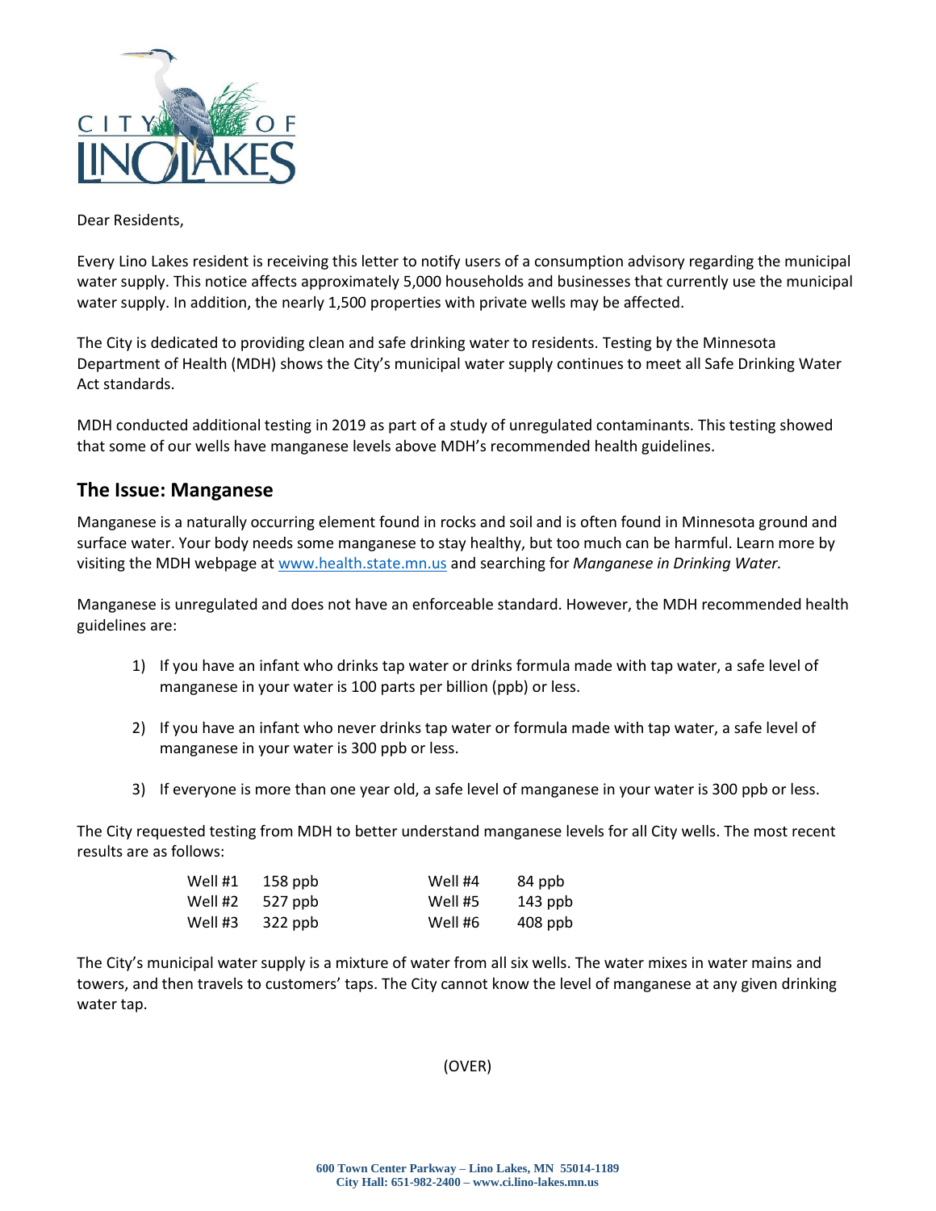Dear Residents,

Every Lino Lakes resident is receiving this letter to notify users of a consumption advisory regarding the municipal water supply. This notice affects approximately 5,000 households and businesses that currently use the municipal water supply. In addition, the nearly 1,500 properties with private wells may be affected.

The City is dedicated to providing clean and safe drinking water to residents. Testing by the Minnesota Department of Health (MDH) shows the City's municipal water supply continues to meet all Safe Drinking Water Act standards.

MDH conducted additional testing in 2019 as part of a study of unregulated contaminants. This testing showed that some of our wells have manganese levels above MDH's recommended health guidelines.

## The Issue: Manganese

Manganese is a naturally occurring element found in rocks and soil and is often found in Minnesota ground and surface water. Your body needs some manganese to stay healthy, but too much can be harmful. Learn more by visiting the MDH webpage at www.health.state.mn.us and searching for *Manganese in Drinking Water.*

Manganese is unregulated and does not have an enforceable standard. However, the MDH recommended health guidelines are:

1) If you have an infant who drinks tap water or drinks formula made with tap water, a safe level of manganese in your water is 100 parts per billion (ppb) or less.

2) If you have an infant who never drinks tap water or formula made with tap water, a safe level of manganese in your water is 300 ppb or less.

3) If everyone is more than one year old, a safe level of manganese in your water is 300 ppb or less.

The City requested testing from MDH to better understand manganese levels for all City wells. The most recent results are as follows:

| | | | |
|---|---|---|---|
| Well #1 | 158 ppb | Well #4 | 84 ppb |
| Well #2 | 527 ppb | Well #5 | 143 ppb |
| Well #3 | 322 ppb | Well #6 | 408 ppb |

The City's municipal water supply is a mixture of water from all six wells. The water mixes in water mains and towers, and then travels to customers' taps. The City cannot know the level of manganese at any given drinking water tap.

(OVER)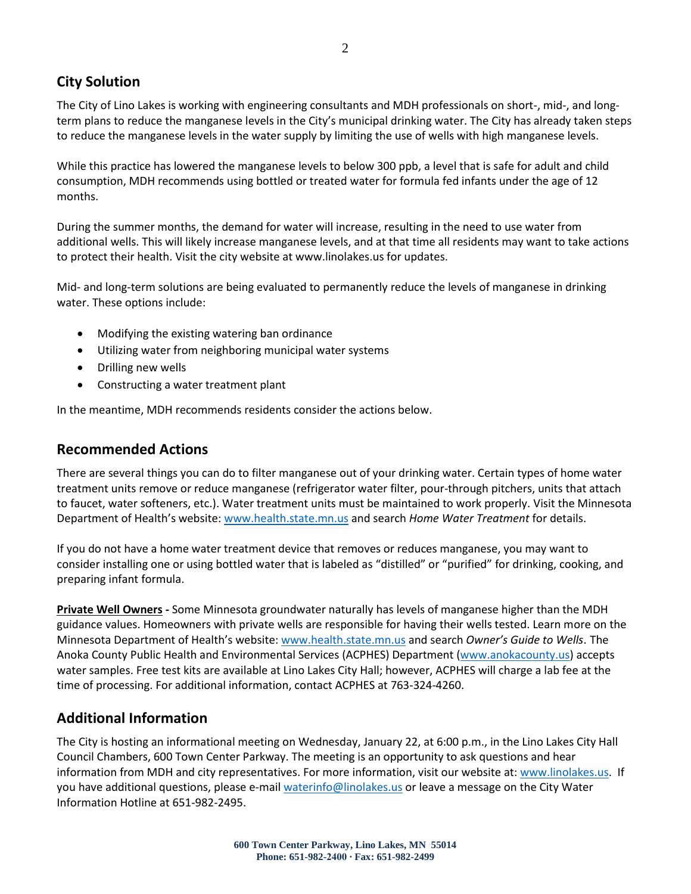## City Solution

The City of Lino Lakes is working with engineering consultants and MDH professionals on short-, mid-, and long-term plans to reduce the manganese levels in the City's municipal drinking water. The City has already taken steps to reduce the manganese levels in the water supply by limiting the use of wells with high manganese levels.

While this practice has lowered the manganese levels to below 300 ppb, a level that is safe for adult and child consumption, MDH recommends using bottled or treated water for formula fed infants under the age of 12 months.

During the summer months, the demand for water will increase, resulting in the need to use water from additional wells. This will likely increase manganese levels, and at that time all residents may want to take actions to protect their health. Visit the city website at www.linolakes.us for updates.

Mid- and long-term solutions are being evaluated to permanently reduce the levels of manganese in drinking water. These options include:

- Modifying the existing watering ban ordinance
- Utilizing water from neighboring municipal water systems
- Drilling new wells
- Constructing a water treatment plant

In the meantime, MDH recommends residents consider the actions below.

## Recommended Actions

There are several things you can do to filter manganese out of your drinking water. Certain types of home water treatment units remove or reduce manganese (refrigerator water filter, pour-through pitchers, units that attach to faucet, water softeners, etc.). Water treatment units must be maintained to work properly. Visit the Minnesota Department of Health's website: www.health.state.mn.us and search *Home Water Treatment* for details.

If you do not have a home water treatment device that removes or reduces manganese, you may want to consider installing one or using bottled water that is labeled as "distilled" or "purified" for drinking, cooking, and preparing infant formula.

**Private Well Owners -** Some Minnesota groundwater naturally has levels of manganese higher than the MDH guidance values. Homeowners with private wells are responsible for having their wells tested. Learn more on the Minnesota Department of Health's website: www.health.state.mn.us and search *Owner's Guide to Wells*. The Anoka County Public Health and Environmental Services (ACPHES) Department (www.anokacounty.us) accepts water samples. Free test kits are available at Lino Lakes City Hall; however, ACPHES will charge a lab fee at the time of processing. For additional information, contact ACPHES at 763-324-4260.

## Additional Information

The City is hosting an informational meeting on Wednesday, January 22, at 6:00 p.m., in the Lino Lakes City Hall Council Chambers, 600 Town Center Parkway. The meeting is an opportunity to ask questions and hear information from MDH and city representatives. For more information, visit our website at: www.linolakes.us. If you have additional questions, please e-mail waterinfo@linolakes.us or leave a message on the City Water Information Hotline at 651-982-2495.

**600 Town Center Parkway, Lino Lakes, MN 55014**
**Phone: 651-982-2400 · Fax: 651-982-2499**